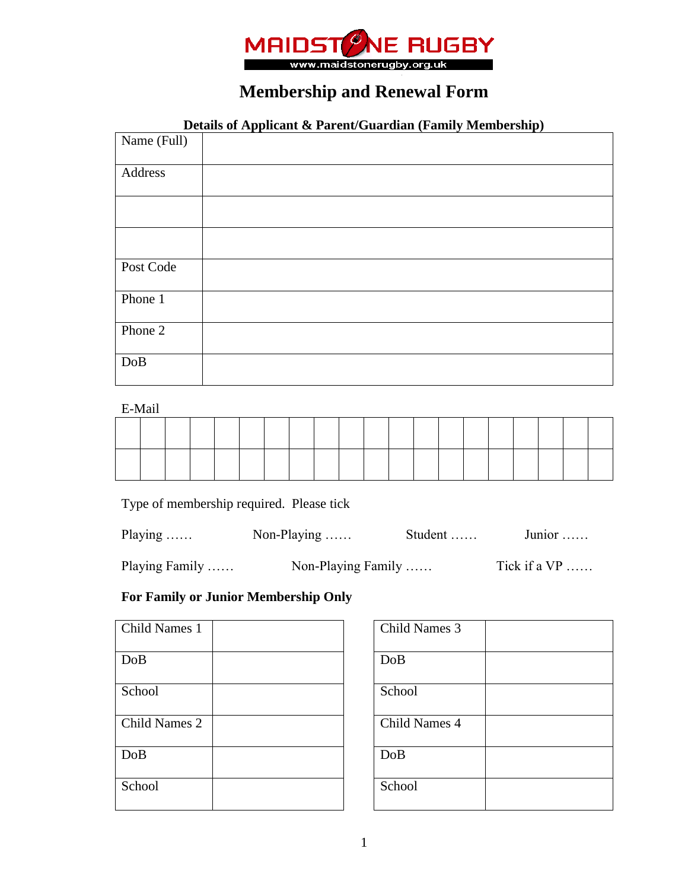MAIDSTONE RUGBY

www.maidstonerugby.org.uk

# Membership and Renewal Form

### Details of Applicant & Parent/Guardian (Family Membership)

| | |
|---|---|
| Name (Full) | |
| Address | |
| | |
| | |
| Post Code | |
| Phone 1 | |
| Phone 2 | |
| DoB | |

E-Mail

| | | | | | | | | | | | | | | | | | | | |
|---|---|---|---|---|---|---|---|---|---|---|---|---|---|---|---|---|---|---|---|
| | | | | | | | | | | | | | | | | | | | |
| | | | | | | | | | | | | | | | | | | | |

Type of membership required. Please tick

Playing ……  Non-Playing ……  Student ……  Junior ……

Playing Family ……  Non-Playing Family ……  Tick if a VP ……

**For Family or Junior Membership Only**

| | |
|---|---|
| Child Names 1 | |
| DoB | |
| School | |
| Child Names 2 | |
| DoB | |
| School | |

| | |
|---|---|
| Child Names 3 | |
| DoB | |
| School | |
| Child Names 4 | |
| DoB | |
| School | |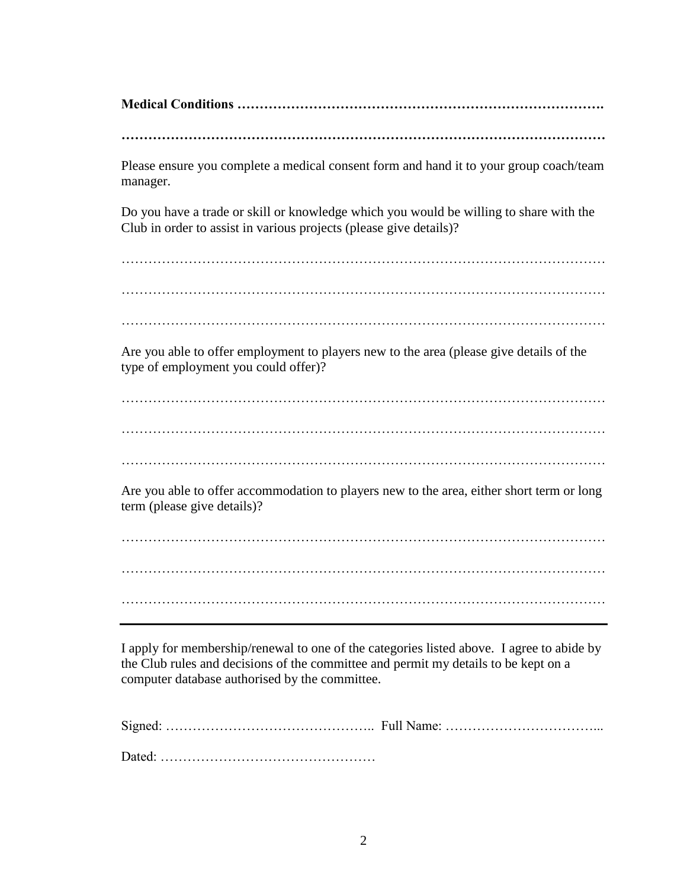**Medical Conditions ……………………………………………………………………….**

**…………………………………………………………………………………………**

Please ensure you complete a medical consent form and hand it to your group coach/team manager.

Do you have a trade or skill or knowledge which you would be willing to share with the Club in order to assist in various projects (please give details)?

…………………………………………………………………………………………

…………………………………………………………………………………………

…………………………………………………………………………………………

Are you able to offer employment to players new to the area (please give details of the type of employment you could offer)?

…………………………………………………………………………………………

…………………………………………………………………………………………

…………………………………………………………………………………………

Are you able to offer accommodation to players new to the area, either short term or long term (please give details)?

…………………………………………………………………………………………

…………………………………………………………………………………………

…………………………………………………………………………………………

---

I apply for membership/renewal to one of the categories listed above. I agree to abide by the Club rules and decisions of the committee and permit my details to be kept on a computer database authorised by the committee.

Signed: ……………………………………….. Full Name: ……………………………...

Dated: …………………………………………